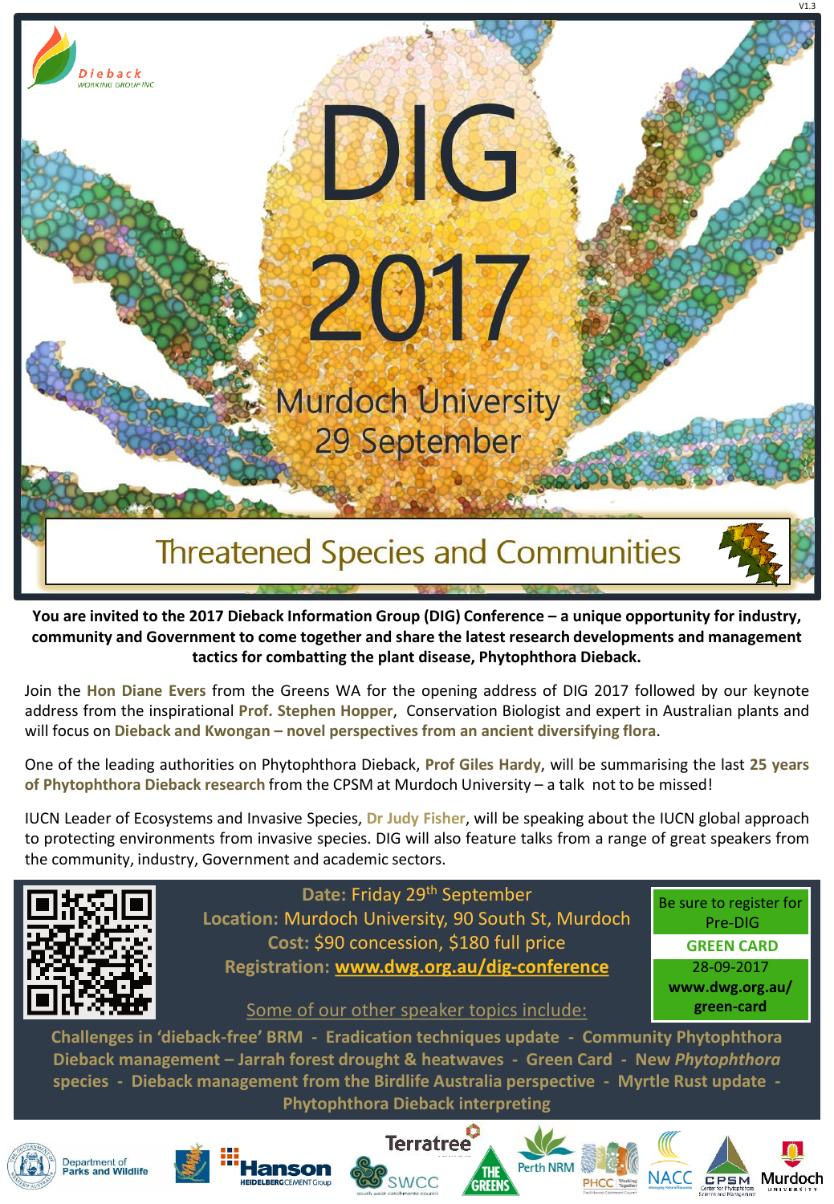Dieback WORKING GROUP INC

# DIG 2017

## Murdoch University
## 29 September

## Threatened Species and Communities

**You are invited to the 2017 Dieback Information Group (DIG) Conference – a unique opportunity for industry, community and Government to come together and share the latest research developments and management tactics for combatting the plant disease, Phytophthora Dieback.**

Join the **Hon Diane Evers** from the Greens WA for the opening address of DIG 2017 followed by our keynote address from the inspirational **Prof. Stephen Hopper**, Conservation Biologist and expert in Australian plants and will focus on **Dieback and Kwongan – novel perspectives from an ancient diversifying flora**.

One of the leading authorities on Phytophthora Dieback, **Prof Giles Hardy**, will be summarising the last **25 years of Phytophthora Dieback research** from the CPSM at Murdoch University – a talk not to be missed!

IUCN Leader of Ecosystems and Invasive Species, **Dr Judy Fisher**, will be speaking about the IUCN global approach to protecting environments from invasive species. DIG will also feature talks from a range of great speakers from the community, industry, Government and academic sectors.

**Date:** Friday 29th September
**Location:** Murdoch University, 90 South St, Murdoch
**Cost:** $90 concession, $180 full price
**Registration:** **www.dwg.org.au/dig-conference**

Be sure to register for Pre-DIG
**GREEN CARD**
28-09-2017
**www.dwg.org.au/green-card**

Some of our other speaker topics include:

**Challenges in 'dieback-free' BRM - Eradication techniques update - Community Phytophthora Dieback management – Jarrah forest drought & heatwaves - Green Card - New *Phytophthora* species - Dieback management from the Birdlife Australia perspective - Myrtle Rust update - Phytophthora Dieback interpreting**

Department of Parks and Wildlife · Hanson HeidelbergCement Group · SWCC · Terratree · The Greens · Perth NRM · PHCC · NACC · CPSM · Murdoch University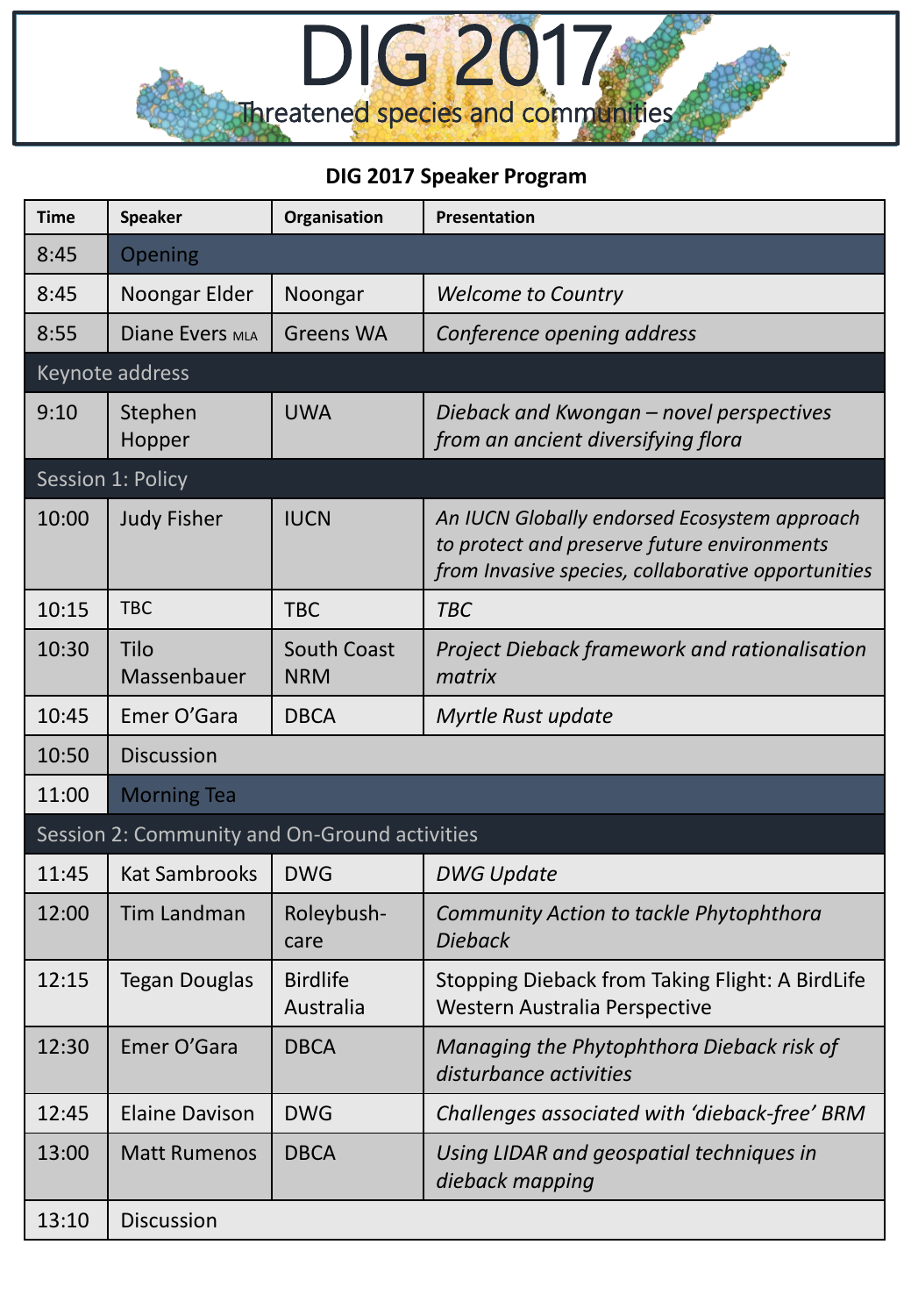# DIG 2017

Threatened species and communities

## DIG 2017 Speaker Program

| Time | Speaker | Organisation | Presentation |
|---|---|---|---|
| 8:45 | Opening | | |
| 8:45 | Noongar Elder | Noongar | *Welcome to Country* |
| 8:55 | Diane Evers MLA | Greens WA | *Conference opening address* |
| Keynote address | | | |
| 9:10 | Stephen Hopper | UWA | *Dieback and Kwongan – novel perspectives from an ancient diversifying flora* |
| Session 1: Policy | | | |
| 10:00 | Judy Fisher | IUCN | *An IUCN Globally endorsed Ecosystem approach to protect and preserve future environments from Invasive species, collaborative opportunities* |
| 10:15 | TBC | TBC | *TBC* |
| 10:30 | Tilo Massenbauer | South Coast NRM | *Project Dieback framework and rationalisation matrix* |
| 10:45 | Emer O'Gara | DBCA | *Myrtle Rust update* |
| 10:50 | Discussion | | |
| 11:00 | Morning Tea | | |
| Session 2: Community and On-Ground activities | | | |
| 11:45 | Kat Sambrooks | DWG | *DWG Update* |
| 12:00 | Tim Landman | Roleybush-care | *Community Action to tackle Phytophthora Dieback* |
| 12:15 | Tegan Douglas | Birdlife Australia | Stopping Dieback from Taking Flight: A BirdLife Western Australia Perspective |
| 12:30 | Emer O'Gara | DBCA | *Managing the Phytophthora Dieback risk of disturbance activities* |
| 12:45 | Elaine Davison | DWG | *Challenges associated with 'dieback-free' BRM* |
| 13:00 | Matt Rumenos | DBCA | *Using LIDAR and geospatial techniques in dieback mapping* |
| 13:10 | Discussion | | |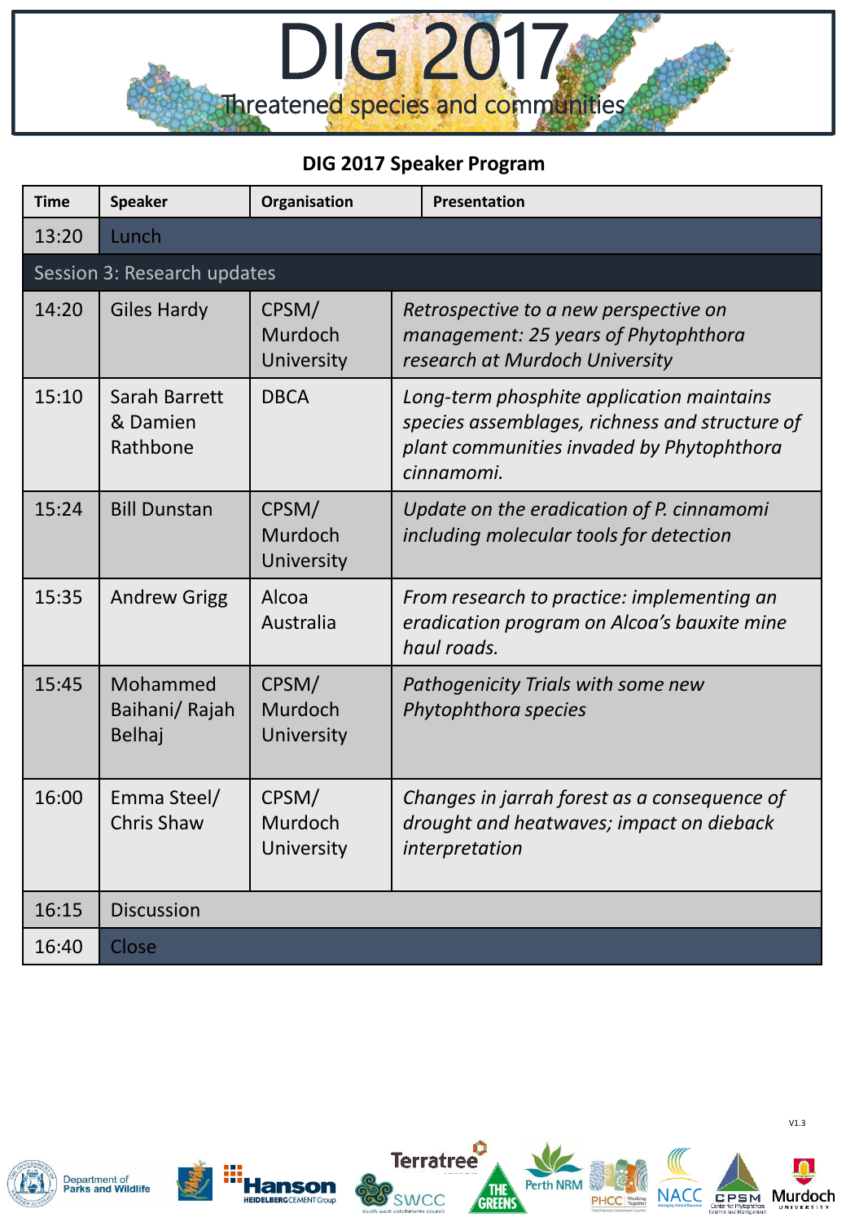# DIG 2017

Threatened species and communities

## DIG 2017 Speaker Program

| Time | Speaker | Organisation | Presentation |
|---|---|---|---|
| 13:20 | Lunch | | |
| Session 3: Research updates | | | |
| 14:20 | Giles Hardy | CPSM/ Murdoch University | *Retrospective to a new perspective on management: 25 years of Phytophthora research at Murdoch University* |
| 15:10 | Sarah Barrett & Damien Rathbone | DBCA | *Long-term phosphite application maintains species assemblages, richness and structure of plant communities invaded by Phytophthora cinnamomi.* |
| 15:24 | Bill Dunstan | CPSM/ Murdoch University | *Update on the eradication of P. cinnamomi including molecular tools for detection* |
| 15:35 | Andrew Grigg | Alcoa Australia | *From research to practice: implementing an eradication program on Alcoa's bauxite mine haul roads.* |
| 15:45 | Mohammed Baihani/ Rajah Belhaj | CPSM/ Murdoch University | *Pathogenicity Trials with some new Phytophthora species* |
| 16:00 | Emma Steel/ Chris Shaw | CPSM/ Murdoch University | *Changes in jarrah forest as a consequence of drought and heatwaves; impact on dieback interpretation* |
| 16:15 | Discussion | | |
| 16:40 | Close | | |

V1.3